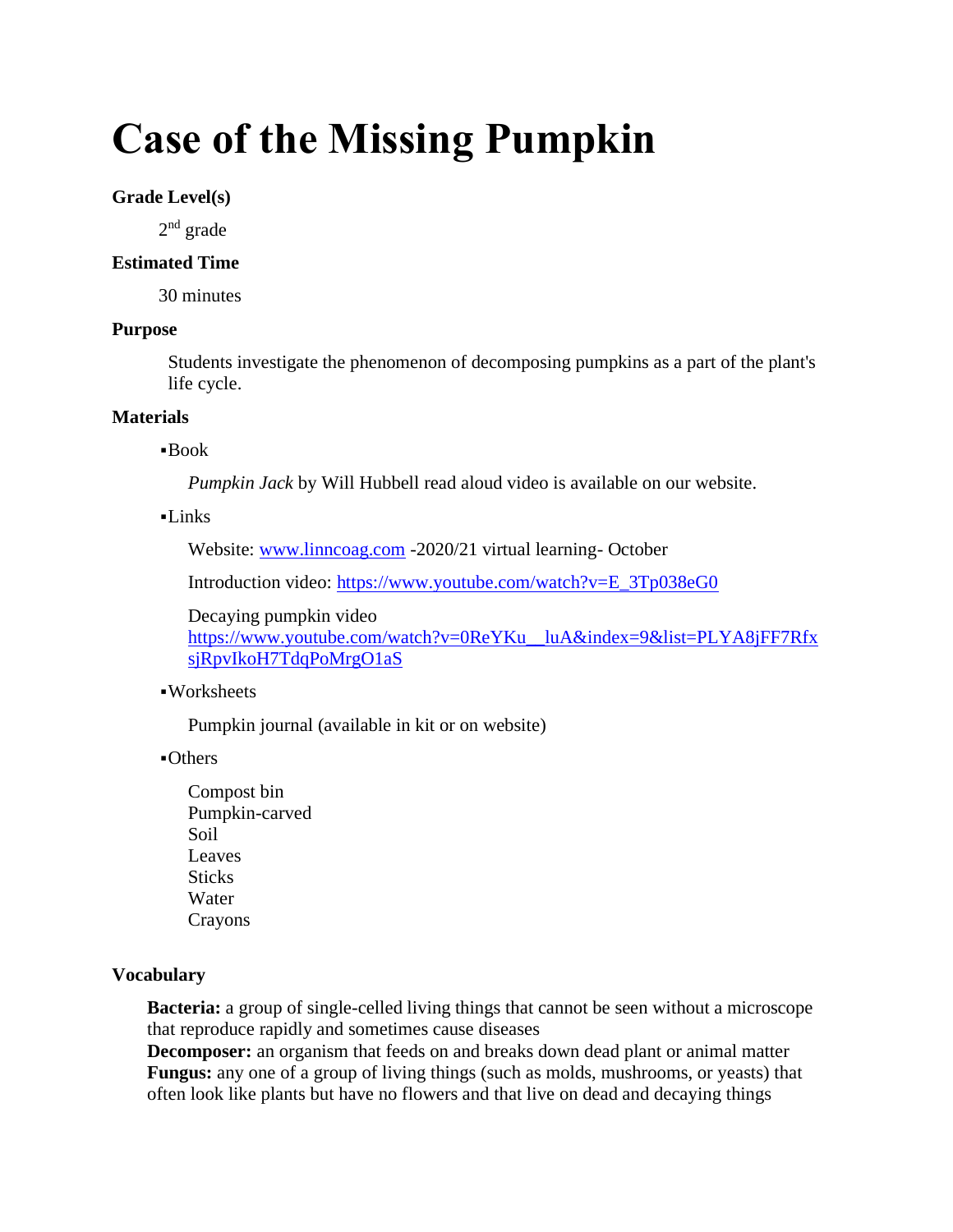# Case of the Missing Pumpkin

### Grade Level(s)

2nd grade

### Estimated Time

30 minutes

### Purpose

Students investigate the phenomenon of decomposing pumpkins as a part of the plant's life cycle.

### Materials

- Book

  *Pumpkin Jack* by Will Hubbell read aloud video is available on our website.

- Links

  Website: www.linncoag.com -2020/21 virtual learning- October

  Introduction video: https://www.youtube.com/watch?v=E_3Tp038eG0

  Decaying pumpkin video https://www.youtube.com/watch?v=0ReYKu__luA&index=9&list=PLYA8jFF7RfxsjRpvIkoH7TdqPoMrgO1aS

- Worksheets

  Pumpkin journal (available in kit or on website)

- Others

  Compost bin
  Pumpkin-carved
  Soil
  Leaves
  Sticks
  Water
  Crayons

### Vocabulary

**Bacteria:** a group of single-celled living things that cannot be seen without a microscope that reproduce rapidly and sometimes cause diseases
**Decomposer:** an organism that feeds on and breaks down dead plant or animal matter
**Fungus:** any one of a group of living things (such as molds, mushrooms, or yeasts) that often look like plants but have no flowers and that live on dead and decaying things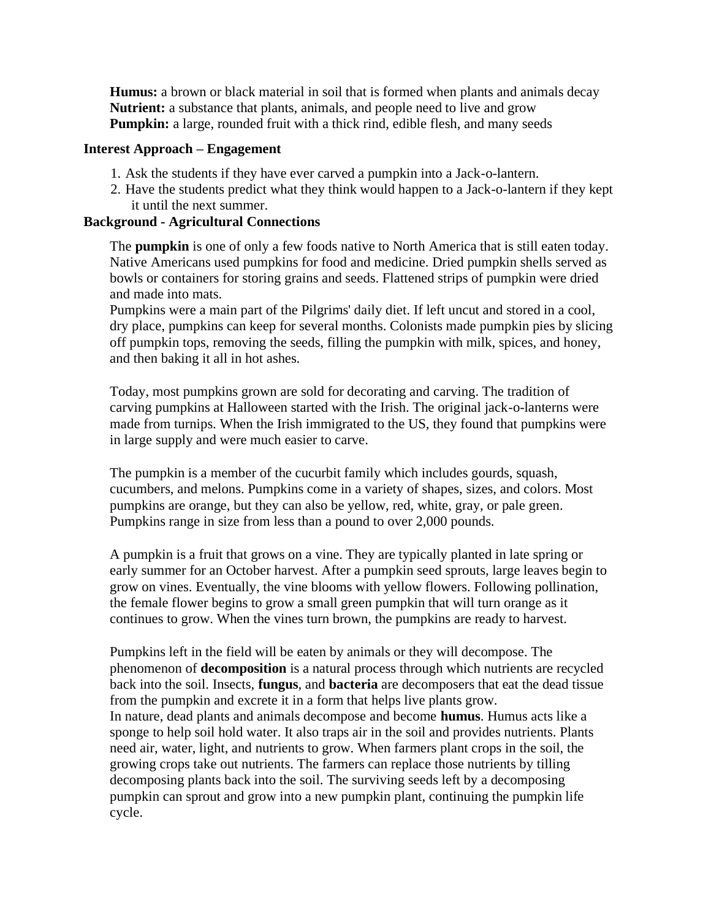**Humus:** a brown or black material in soil that is formed when plants and animals decay
**Nutrient:** a substance that plants, animals, and people need to live and grow
**Pumpkin:** a large, rounded fruit with a thick rind, edible flesh, and many seeds

### Interest Approach – Engagement

1. Ask the students if they have ever carved a pumpkin into a Jack-o-lantern.
2. Have the students predict what they think would happen to a Jack-o-lantern if they kept it until the next summer.

### Background - Agricultural Connections

The **pumpkin** is one of only a few foods native to North America that is still eaten today. Native Americans used pumpkins for food and medicine. Dried pumpkin shells served as bowls or containers for storing grains and seeds. Flattened strips of pumpkin were dried and made into mats.
Pumpkins were a main part of the Pilgrims' daily diet. If left uncut and stored in a cool, dry place, pumpkins can keep for several months. Colonists made pumpkin pies by slicing off pumpkin tops, removing the seeds, filling the pumpkin with milk, spices, and honey, and then baking it all in hot ashes.

Today, most pumpkins grown are sold for decorating and carving. The tradition of carving pumpkins at Halloween started with the Irish. The original jack-o-lanterns were made from turnips. When the Irish immigrated to the US, they found that pumpkins were in large supply and were much easier to carve.

The pumpkin is a member of the cucurbit family which includes gourds, squash, cucumbers, and melons. Pumpkins come in a variety of shapes, sizes, and colors. Most pumpkins are orange, but they can also be yellow, red, white, gray, or pale green. Pumpkins range in size from less than a pound to over 2,000 pounds.

A pumpkin is a fruit that grows on a vine. They are typically planted in late spring or early summer for an October harvest. After a pumpkin seed sprouts, large leaves begin to grow on vines. Eventually, the vine blooms with yellow flowers. Following pollination, the female flower begins to grow a small green pumpkin that will turn orange as it continues to grow. When the vines turn brown, the pumpkins are ready to harvest.

Pumpkins left in the field will be eaten by animals or they will decompose. The phenomenon of **decomposition** is a natural process through which nutrients are recycled back into the soil. Insects, **fungus**, and **bacteria** are decomposers that eat the dead tissue from the pumpkin and excrete it in a form that helps live plants grow.
In nature, dead plants and animals decompose and become **humus**. Humus acts like a sponge to help soil hold water. It also traps air in the soil and provides nutrients. Plants need air, water, light, and nutrients to grow. When farmers plant crops in the soil, the growing crops take out nutrients. The farmers can replace those nutrients by tilling decomposing plants back into the soil. The surviving seeds left by a decomposing pumpkin can sprout and grow into a new pumpkin plant, continuing the pumpkin life cycle.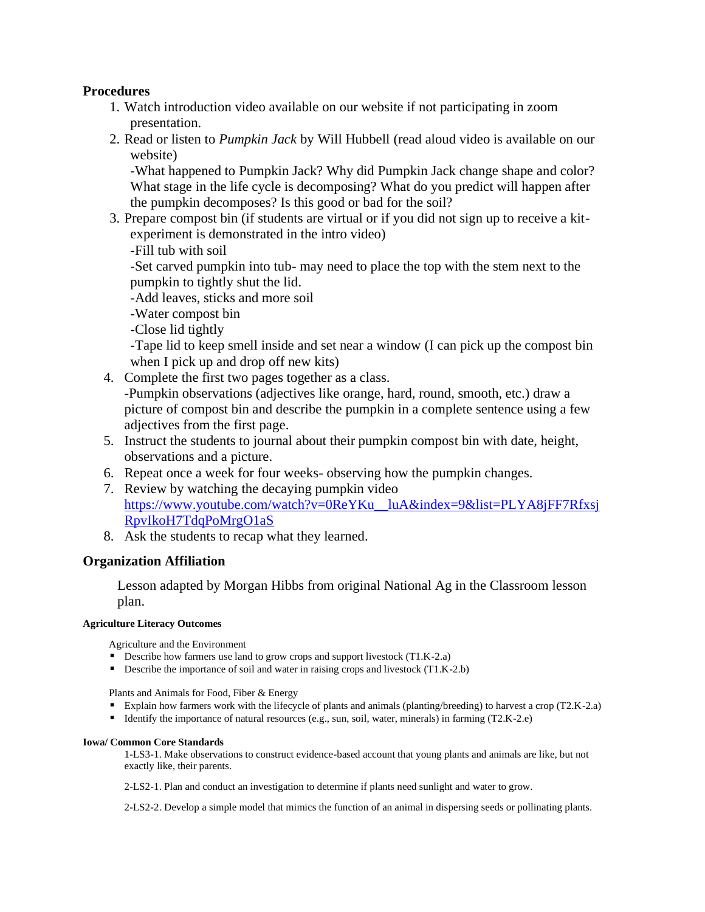## Procedures

1. Watch introduction video available on our website if not participating in zoom presentation.
2. Read or listen to *Pumpkin Jack* by Will Hubbell (read aloud video is available on our website)
   -What happened to Pumpkin Jack? Why did Pumpkin Jack change shape and color? What stage in the life cycle is decomposing? What do you predict will happen after the pumpkin decomposes? Is this good or bad for the soil?
3. Prepare compost bin (if students are virtual or if you did not sign up to receive a kit- experiment is demonstrated in the intro video)
   -Fill tub with soil
   -Set carved pumpkin into tub- may need to place the top with the stem next to the pumpkin to tightly shut the lid.
   -Add leaves, sticks and more soil
   -Water compost bin
   -Close lid tightly
   -Tape lid to keep smell inside and set near a window (I can pick up the compost bin when I pick up and drop off new kits)
4. Complete the first two pages together as a class.
   -Pumpkin observations (adjectives like orange, hard, round, smooth, etc.) draw a picture of compost bin and describe the pumpkin in a complete sentence using a few adjectives from the first page.
5. Instruct the students to journal about their pumpkin compost bin with date, height, observations and a picture.
6. Repeat once a week for four weeks- observing how the pumpkin changes.
7. Review by watching the decaying pumpkin video https://www.youtube.com/watch?v=0ReYKu__luA&index=9&list=PLYA8jFF7RfxsjRpvIkoH7TdqPoMrgO1aS
8. Ask the students to recap what they learned.

## Organization Affiliation

Lesson adapted by Morgan Hibbs from original National Ag in the Classroom lesson plan.

#### Agriculture Literacy Outcomes

Agriculture and the Environment

- Describe how farmers use land to grow crops and support livestock (T1.K-2.a)
- Describe the importance of soil and water in raising crops and livestock (T1.K-2.b)

Plants and Animals for Food, Fiber & Energy

- Explain how farmers work with the lifecycle of plants and animals (planting/breeding) to harvest a crop (T2.K-2.a)
- Identify the importance of natural resources (e.g., sun, soil, water, minerals) in farming (T2.K-2.e)

#### Iowa/ Common Core Standards

1-LS3-1. Make observations to construct evidence-based account that young plants and animals are like, but not exactly like, their parents.

2-LS2-1. Plan and conduct an investigation to determine if plants need sunlight and water to grow.

2-LS2-2. Develop a simple model that mimics the function of an animal in dispersing seeds or pollinating plants.